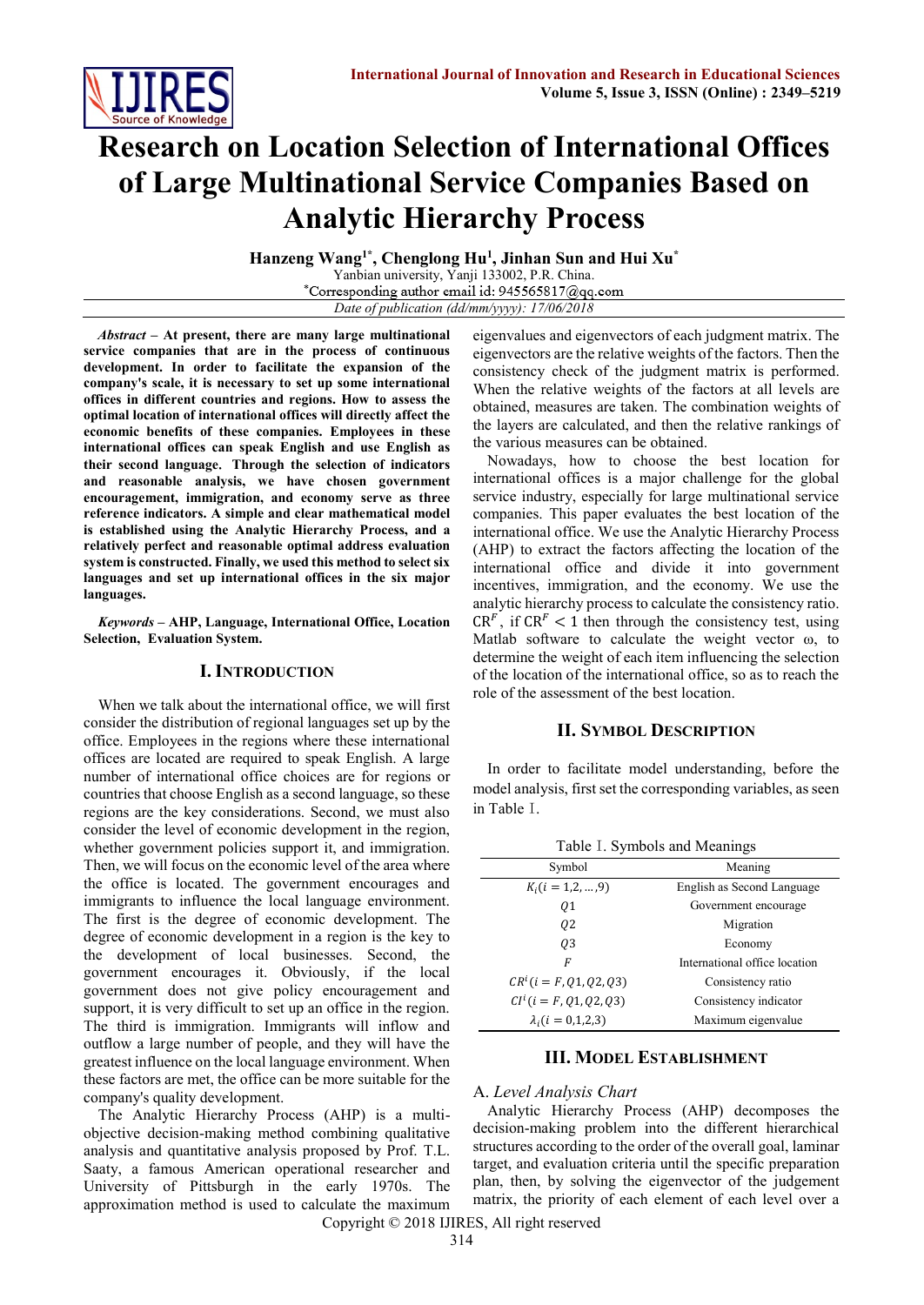# Research on Location Selection of International Offices of Large Multinational Service Companies Based on Analytic Hierarchy Process

**Hanzeng Wang[1*], Chenglong Hu[1], Jinhan Sun and Hui Xu[*]**

Yanbian university, Yanji 133002, P.R. China.

[*]Corresponding author email id: 945565817@qq.com

*Date of publication (dd/mm/yyyy): 17/06/2018*

***Abstract*** **– At present, there are many large multinational service companies that are in the process of continuous development. In order to facilitate the expansion of the company's scale, it is necessary to set up some international offices in different countries and regions. How to assess the optimal location of international offices will directly affect the economic benefits of these companies. Employees in these international offices can speak English and use English as their second language. Through the selection of indicators and reasonable analysis, we have chosen government encouragement, immigration, and economy serve as three reference indicators. A simple and clear mathematical model is established using the Analytic Hierarchy Process, and a relatively perfect and reasonable optimal address evaluation system is constructed. Finally, we used this method to select six languages and set up international offices in the six major languages.**

***Keywords*** **– AHP, Language, International Office, Location Selection, Evaluation System.**

## I. Introduction

When we talk about the international office, we will first consider the distribution of regional languages set up by the office. Employees in the regions where these international offices are located are required to speak English. A large number of international office choices are for regions or countries that choose English as a second language, so these regions are the key considerations. Second, we must also consider the level of economic development in the region, whether government policies support it, and immigration. Then, we will focus on the economic level of the area where the office is located. The government encourages and immigrants to influence the local language environment. The first is the degree of economic development. The degree of economic development in a region is the key to the development of local businesses. Second, the government encourages it. Obviously, if the local government does not give policy encouragement and support, it is very difficult to set up an office in the region. The third is immigration. Immigrants will inflow and outflow a large number of people, and they will have the greatest influence on the local language environment. When these factors are met, the office can be more suitable for the company's quality development.

The Analytic Hierarchy Process (AHP) is a multi-objective decision-making method combining qualitative analysis and quantitative analysis proposed by Prof. T.L. Saaty, a famous American operational researcher and University of Pittsburgh in the early 1970s. The approximation method is used to calculate the maximum eigenvalues and eigenvectors of each judgment matrix. The eigenvectors are the relative weights of the factors. Then the consistency check of the judgment matrix is performed. When the relative weights of the factors at all levels are obtained, measures are taken. The combination weights of the layers are calculated, and then the relative rankings of the various measures can be obtained.

Nowadays, how to choose the best location for international offices is a major challenge for the global service industry, especially for large multinational service companies. This paper evaluates the best location of the international office. We use the Analytic Hierarchy Process (AHP) to extract the factors affecting the location of the international office and divide it into government incentives, immigration, and the economy. We use the analytic hierarchy process to calculate the consistency ratio. $CR^F$, if $CR^F < 1$ then through the consistency test, using Matlab software to calculate the weight vector ω, to determine the weight of each item influencing the selection of the location of the international office, so as to reach the role of the assessment of the best location.

## II. Symbol Description

In order to facilitate model understanding, before the model analysis, first set the corresponding variables, as seen in Table Ⅰ.

Table Ⅰ. Symbols and Meanings

| Symbol | Meaning |
|---|---|
| $K_i(i = 1,2,\dots,9)$ | English as Second Language |
| $Q1$ | Government encourage |
| $Q2$ | Migration |
| $Q3$ | Economy |
| $F$ | International office location |
| $CR^i(i = F, Q1, Q2, Q3)$ | Consistency ratio |
| $CI^i(i = F, Q1, Q2, Q3)$ | Consistency indicator |
| $\lambda_i(i = 0,1,2,3)$ | Maximum eigenvalue |

## III. Model Establishment

### A. *Level Analysis Chart*

Analytic Hierarchy Process (AHP) decomposes the decision-making problem into the different hierarchical structures according to the order of the overall goal, laminar target, and evaluation criteria until the specific preparation plan, then, by solving the eigenvector of the judgement matrix, the priority of each element of each level over a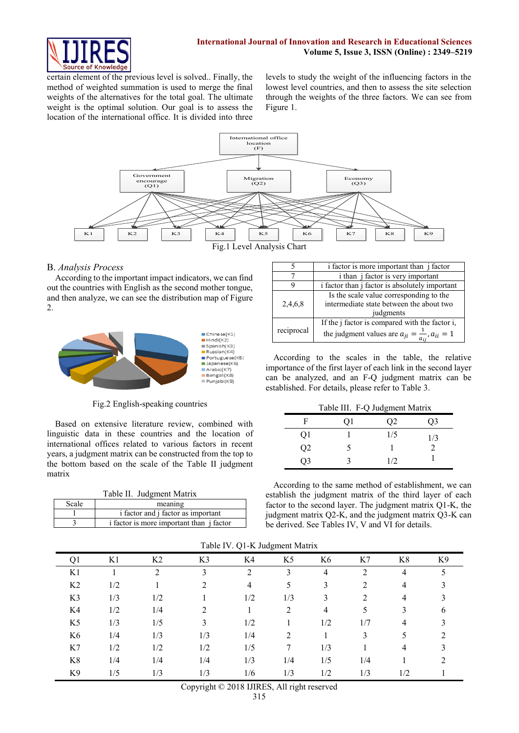certain element of the previous level is solved.. Finally, the method of weighted summation is used to merge the final weights of the alternatives for the total goal. The ultimate weight is the optimal solution. Our goal is to assess the location of the international office. It is divided into three levels to study the weight of the influencing factors in the lowest level countries, and then to assess the site selection through the weights of the three factors. We can see from Figure 1.

Fig.1 Level Analysis Chart

## B. *Analysis Process*

According to the important impact indicators, we can find out the countries with English as the second mother tongue, and then analyze, we can see the distribution map of Figure 2.

Fig.2 English-speaking countries

Based on extensive literature review, combined with linguistic data in these countries and the location of international offices related to various factors in recent years, a judgment matrix can be constructed from the top to the bottom based on the scale of the Table II judgment matrix

Table II. Judgment Matrix

| Scale | meaning |
|---|---|
| 1 | i factor and j factor as important |
| 3 | i factor is more important than j factor |
| 5 | i factor is more important than j factor |
| 7 | i than j factor is very important |
| 9 | i factor than j factor is absolutely important |
| 2,4,6,8 | Is the scale value corresponding to the intermediate state between the about two judgments |
| reciprocal | If the j factor is compared with the factor i, the judgment values are $a_{ji} = \frac{1}{a_{ij}}, a_{ii} = 1$ |

According to the scales in the table, the relative importance of the first layer of each link in the second layer can be analyzed, and an F-Q judgment matrix can be established. For details, please refer to Table 3.

Table III. F-Q Judgment Matrix

| F | Q1 | Q2 | Q3 |
|---|---|---|---|
| Q1 | 1 | 1/5 | 1/3 |
| Q2 | 5 | 1 | 2 |
| Q3 | 3 | 1/2 | 1 |

According to the same method of establishment, we can establish the judgment matrix of the third layer of each factor to the second layer. The judgment matrix Q1-K, the judgment matrix Q2-K, and the judgment matrix Q3-K can be derived. See Tables IV, V and VI for details.

Table IV. Q1-K Judgment Matrix

| Q1 | K1 | K2 | K3 | K4 | K5 | K6 | K7 | K8 | K9 |
|---|---|---|---|---|---|---|---|---|---|
| K1 | 1 | 2 | 3 | 2 | 3 | 4 | 2 | 4 | 5 |
| K2 | 1/2 | 1 | 2 | 4 | 5 | 3 | 2 | 4 | 3 |
| K3 | 1/3 | 1/2 | 1 | 1/2 | 1/3 | 3 | 2 | 4 | 3 |
| K4 | 1/2 | 1/4 | 2 | 1 | 2 | 4 | 5 | 3 | 6 |
| K5 | 1/3 | 1/5 | 3 | 1/2 | 1 | 1/2 | 1/7 | 4 | 3 |
| K6 | 1/4 | 1/3 | 1/3 | 1/4 | 2 | 1 | 3 | 5 | 2 |
| K7 | 1/2 | 1/2 | 1/2 | 1/5 | 7 | 1/3 | 1 | 4 | 3 |
| K8 | 1/4 | 1/4 | 1/4 | 1/3 | 1/4 | 1/5 | 1/4 | 1 | 2 |
| K9 | 1/5 | 1/3 | 1/3 | 1/6 | 1/3 | 1/2 | 1/3 | 1/2 | 1 |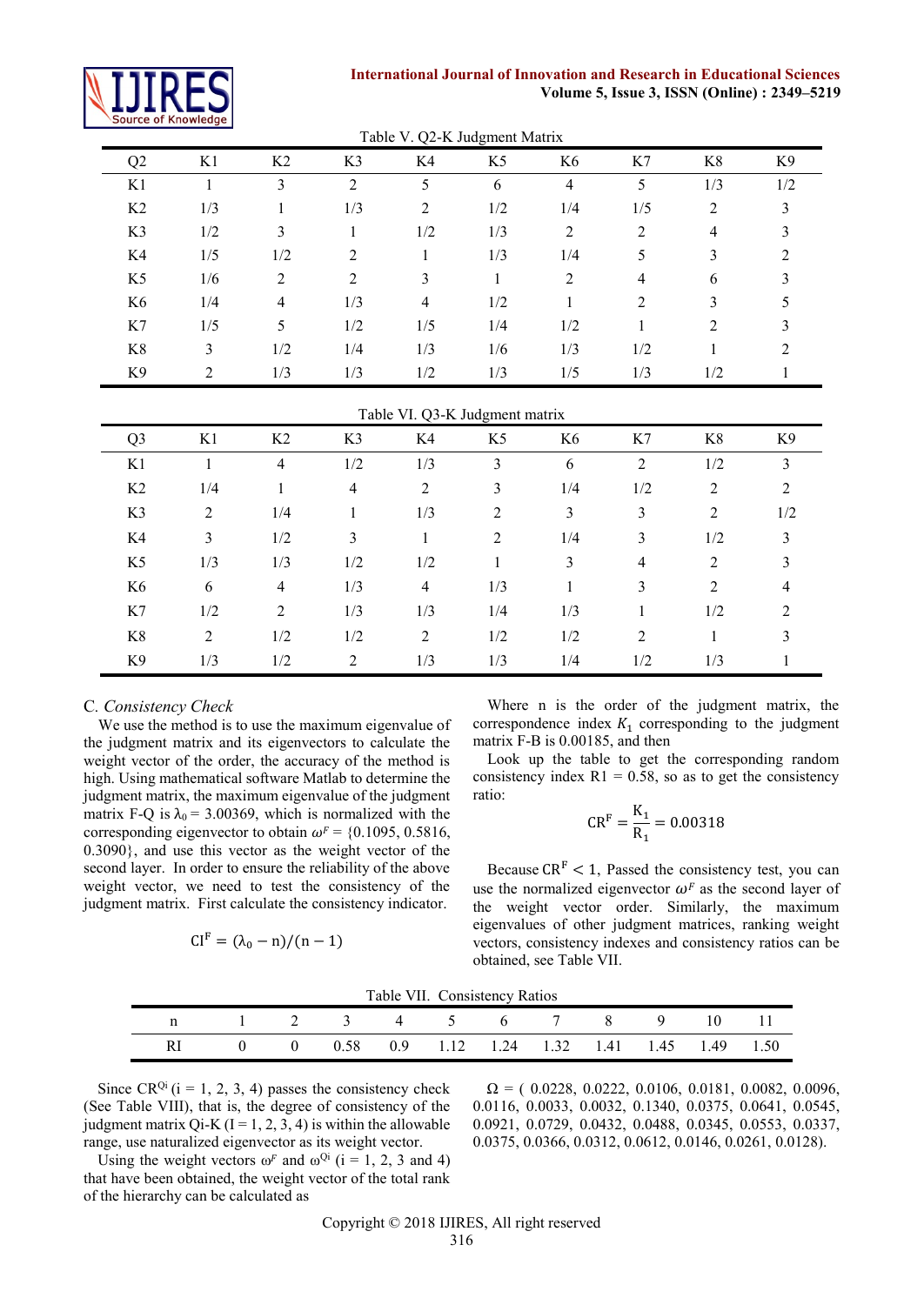Table V. Q2-K Judgment Matrix

| Q2 | K1 | K2 | K3 | K4 | K5 | K6 | K7 | K8 | K9 |
|---|---|---|---|---|---|---|---|---|---|
| K1 | 1 | 3 | 2 | 5 | 6 | 4 | 5 | 1/3 | 1/2 |
| K2 | 1/3 | 1 | 1/3 | 2 | 1/2 | 1/4 | 1/5 | 2 | 3 |
| K3 | 1/2 | 3 | 1 | 1/2 | 1/3 | 2 | 2 | 4 | 3 |
| K4 | 1/5 | 1/2 | 2 | 1 | 1/3 | 1/4 | 5 | 3 | 2 |
| K5 | 1/6 | 2 | 2 | 3 | 1 | 2 | 4 | 6 | 3 |
| K6 | 1/4 | 4 | 1/3 | 4 | 1/2 | 1 | 2 | 3 | 5 |
| K7 | 1/5 | 5 | 1/2 | 1/5 | 1/4 | 1/2 | 1 | 2 | 3 |
| K8 | 3 | 1/2 | 1/4 | 1/3 | 1/6 | 1/3 | 1/2 | 1 | 2 |
| K9 | 2 | 1/3 | 1/3 | 1/2 | 1/3 | 1/5 | 1/3 | 1/2 | 1 |

Table VI. Q3-K Judgment matrix

| Q3 | K1 | K2 | K3 | K4 | K5 | K6 | K7 | K8 | K9 |
|---|---|---|---|---|---|---|---|---|---|
| K1 | 1 | 4 | 1/2 | 1/3 | 3 | 6 | 2 | 1/2 | 3 |
| K2 | 1/4 | 1 | 4 | 2 | 3 | 1/4 | 1/2 | 2 | 2 |
| K3 | 2 | 1/4 | 1 | 1/3 | 2 | 3 | 3 | 2 | 1/2 |
| K4 | 3 | 1/2 | 3 | 1 | 2 | 1/4 | 3 | 1/2 | 3 |
| K5 | 1/3 | 1/3 | 1/2 | 1/2 | 1 | 3 | 4 | 2 | 3 |
| K6 | 6 | 4 | 1/3 | 4 | 1/3 | 1 | 3 | 2 | 4 |
| K7 | 1/2 | 2 | 1/3 | 1/3 | 1/4 | 1/3 | 1 | 1/2 | 2 |
| K8 | 2 | 1/2 | 1/2 | 2 | 1/2 | 1/2 | 2 | 1 | 3 |
| K9 | 1/3 | 1/2 | 2 | 1/3 | 1/3 | 1/4 | 1/2 | 1/3 | 1 |

### C. *Consistency Check*

We use the method is to use the maximum eigenvalue of the judgment matrix and its eigenvectors to calculate the weight vector of the order, the accuracy of the method is high. Using mathematical software Matlab to determine the judgment matrix, the maximum eigenvalue of the judgment matrix F-Q is $\lambda_0 = 3.00369$, which is normalized with the corresponding eigenvector to obtain $\omega^F = \{0.1095, 0.5816, 0.3090\}$, and use this vector as the weight vector of the second layer. In order to ensure the reliability of the above weight vector, we need to test the consistency of the judgment matrix. First calculate the consistency indicator.

$$\mathrm{CI^F} = (\lambda_0 - \mathrm{n})/(\mathrm{n} - 1)$$

Where n is the order of the judgment matrix, the correspondence index $K_1$ corresponding to the judgment matrix F-B is 0.00185, and then

Look up the table to get the corresponding random consistency index R1 = 0.58, so as to get the consistency ratio:

$$\mathrm{CR^F} = \frac{\mathrm{K_1}}{\mathrm{R_1}} = 0.00318$$

Because $\mathrm{CR^F} < 1$, Passed the consistency test, you can use the normalized eigenvector $\omega^F$ as the second layer of the weight vector order. Similarly, the maximum eigenvalues of other judgment matrices, ranking weight vectors, consistency indexes and consistency ratios can be obtained, see Table VII.

Table VII. Consistency Ratios

| n | 1 | 2 | 3 | 4 | 5 | 6 | 7 | 8 | 9 | 10 | 11 |
|---|---|---|---|---|---|---|---|---|---|---|---|
| RI | 0 | 0 | 0.58 | 0.9 | 1.12 | 1.24 | 1.32 | 1.41 | 1.45 | 1.49 | 1.50 |

Since $\mathrm{CR^{Qi}}$ (i = 1, 2, 3, 4) passes the consistency check (See Table VIII), that is, the degree of consistency of the judgment matrix Qi-K (I = 1, 2, 3, 4) is within the allowable range, use naturalized eigenvector as its weight vector.

Using the weight vectors $\omega^F$ and $\omega^{Qi}$ (i = 1, 2, 3 and 4) that have been obtained, the weight vector of the total rank of the hierarchy can be calculated as

$\Omega$ = ( 0.0228, 0.0222, 0.0106, 0.0181, 0.0082, 0.0096, 0.0116, 0.0033, 0.0032, 0.1340, 0.0375, 0.0641, 0.0545, 0.0921, 0.0729, 0.0432, 0.0488, 0.0345, 0.0553, 0.0337, 0.0375, 0.0366, 0.0312, 0.0612, 0.0146, 0.0261, 0.0128).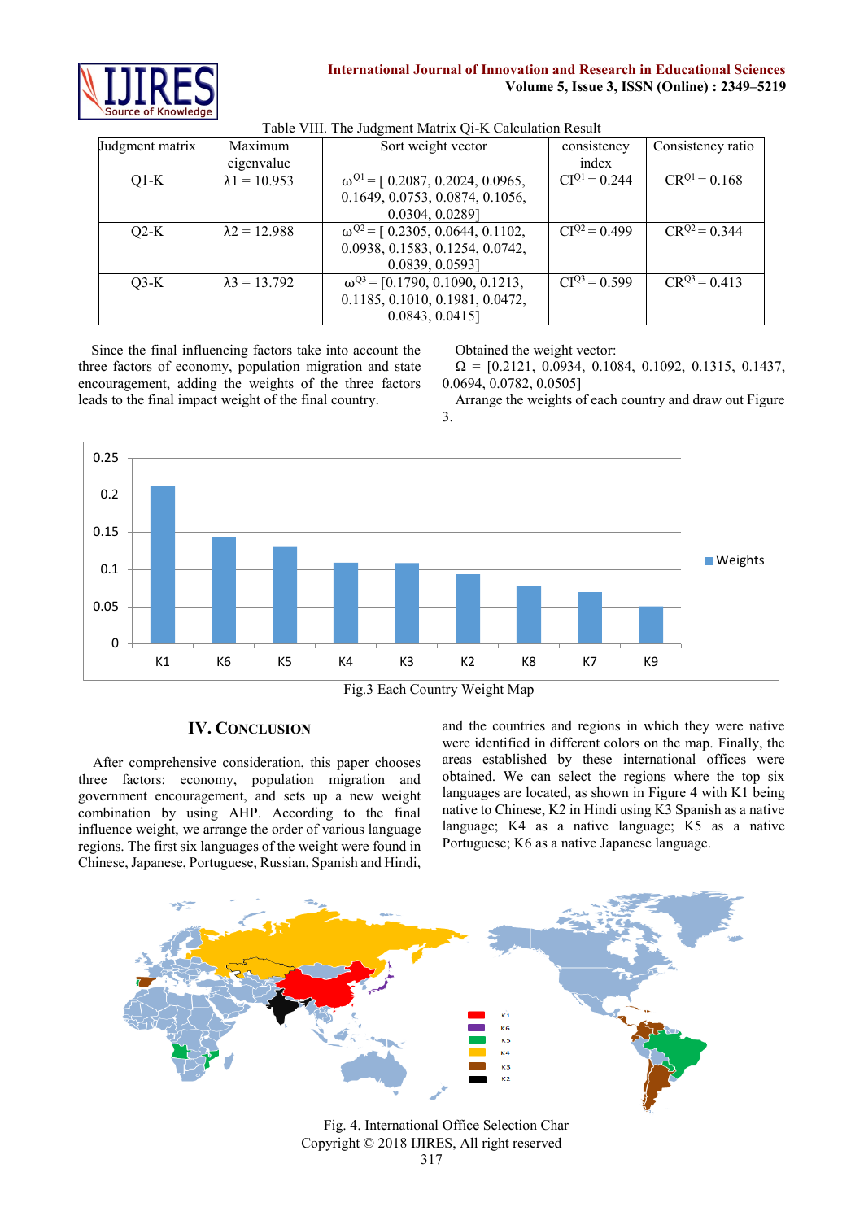Table VIII. The Judgment Matrix Qi-K Calculation Result

| Judgment matrix | Maximum eigenvalue | Sort weight vector | consistency index | Consistency ratio |
|---|---|---|---|---|
| Q1-K | $\lambda 1 = 10.953$ | $\omega^{Q1}$ = [ 0.2087, 0.2024, 0.0965, 0.1649, 0.0753, 0.0874, 0.1056, 0.0304, 0.0289] | $CI^{Q1} = 0.244$ | $CR^{Q1} = 0.168$ |
| Q2-K | $\lambda 2 = 12.988$ | $\omega^{Q2}$ = [ 0.2305, 0.0644, 0.1102, 0.0938, 0.1583, 0.1254, 0.0742, 0.0839, 0.0593] | $CI^{Q2} = 0.499$ | $CR^{Q2} = 0.344$ |
| Q3-K | $\lambda 3 = 13.792$ | $\omega^{Q3}$ = [0.1790, 0.1090, 0.1213, 0.1185, 0.1010, 0.0472, 0.1981, 0.0843, 0.0415] | $CI^{Q3} = 0.599$ | $CR^{Q3} = 0.413$ |

Since the final influencing factors take into account the three factors of economy, population migration and state encouragement, adding the weights of the three factors leads to the final impact weight of the final country.

Obtained the weight vector:

$\Omega$ = [0.2121, 0.0934, 0.1084, 0.1092, 0.1315, 0.1437, 0.0694, 0.0782, 0.0505]

Arrange the weights of each country and draw out Figure 3.

Fig.3 Each Country Weight Map

## IV. Conclusion

After comprehensive consideration, this paper chooses three factors: economy, population migration and government encouragement, and sets up a new weight combination by using AHP. According to the final influence weight, we arrange the order of various language regions. The first six languages of the weight were found in Chinese, Japanese, Portuguese, Russian, Spanish and Hindi, and the countries and regions in which they were native were identified in different colors on the map. Finally, the areas established by these international offices were obtained. We can select the regions where the top six languages are located, as shown in Figure 4 with K1 being native to Chinese, K2 in Hindi using K3 Spanish as a native language; K4 as a native language; K5 as a native Portuguese; K6 as a native Japanese language.

Fig. 4. International Office Selection Char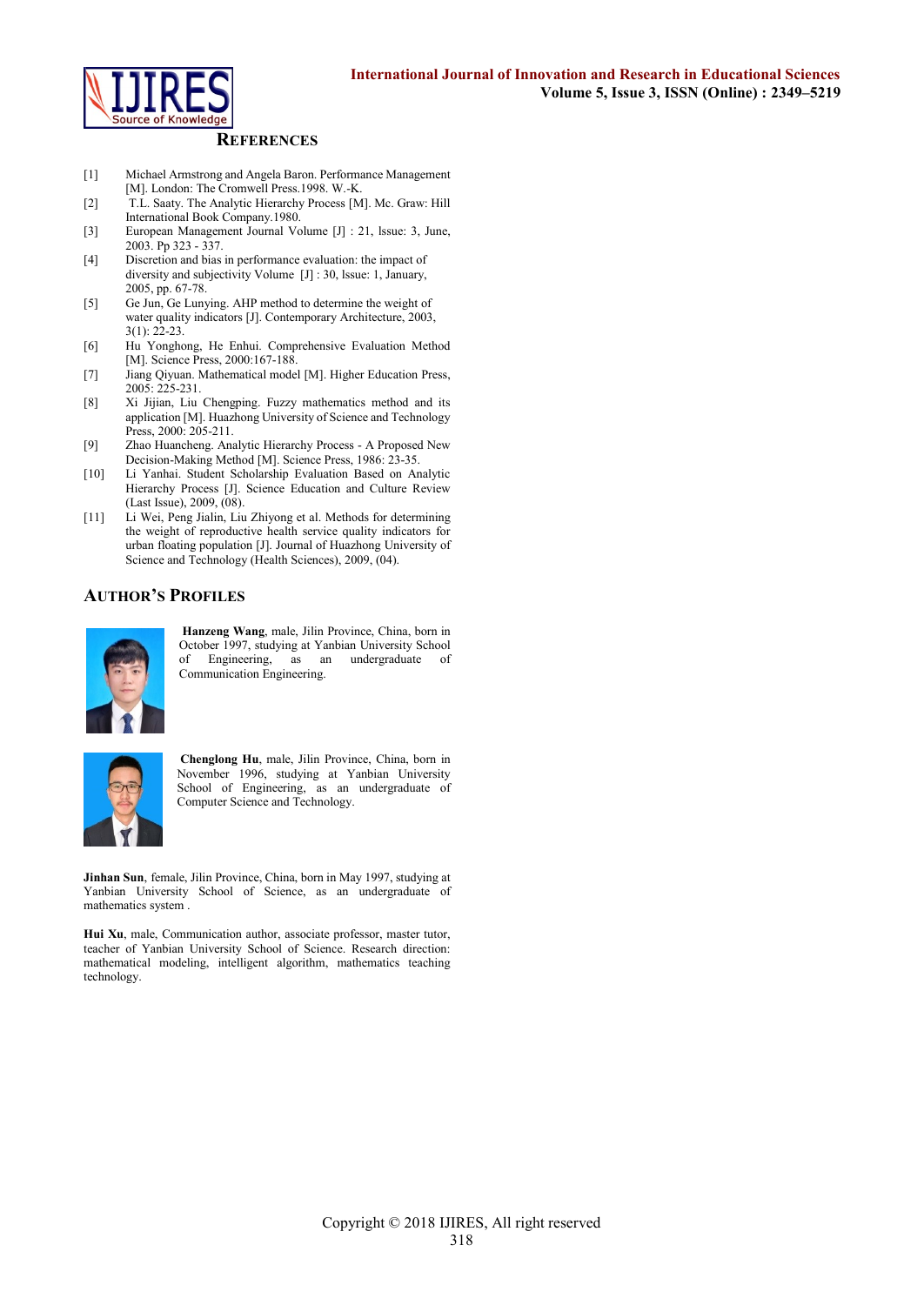## REFERENCES

[1] Michael Armstrong and Angela Baron. Performance Management [M]. London: The Cromwell Press.1998. W.-K.

[2] T.L. Saaty. The Analytic Hierarchy Process [M]. Mc. Graw: Hill International Book Company.1980.

[3] European Management Journal Volume [J] : 21, Issue: 3, June, 2003. Pp 323 - 337.

[4] Discretion and bias in performance evaluation: the impact of diversity and subjectivity Volume [J] : 30, Issue: 1, January, 2005, pp. 67-78.

[5] Ge Jun, Ge Lunying. AHP method to determine the weight of water quality indicators [J]. Contemporary Architecture, 2003, 3(1): 22-23.

[6] Hu Yonghong, He Enhui. Comprehensive Evaluation Method [M]. Science Press, 2000:167-188.

[7] Jiang Qiyuan. Mathematical model [M]. Higher Education Press, 2005: 225-231.

[8] Xi Jijian, Liu Chengping. Fuzzy mathematics method and its application [M]. Huazhong University of Science and Technology Press, 2000: 205-211.

[9] Zhao Huancheng. Analytic Hierarchy Process - A Proposed New Decision-Making Method [M]. Science Press, 1986: 23-35.

[10] Li Yanhai. Student Scholarship Evaluation Based on Analytic Hierarchy Process [J]. Science Education and Culture Review (Last Issue), 2009, (08).

[11] Li Wei, Peng Jialin, Liu Zhiyong et al. Methods for determining the weight of reproductive health service quality indicators for urban floating population [J]. Journal of Huazhong University of Science and Technology (Health Sciences), 2009, (04).

## AUTHOR'S PROFILES

**Hanzeng Wang**, male, Jilin Province, China, born in October 1997, studying at Yanbian University School of Engineering, as an undergraduate of Communication Engineering.

**Chenglong Hu**, male, Jilin Province, China, born in November 1996, studying at Yanbian University School of Engineering, as an undergraduate of Computer Science and Technology.

**Jinhan Sun**, female, Jilin Province, China, born in May 1997, studying at Yanbian University School of Science, as an undergraduate of mathematics system .

**Hui Xu**, male, Communication author, associate professor, master tutor, teacher of Yanbian University School of Science. Research direction: mathematical modeling, intelligent algorithm, mathematics teaching technology.